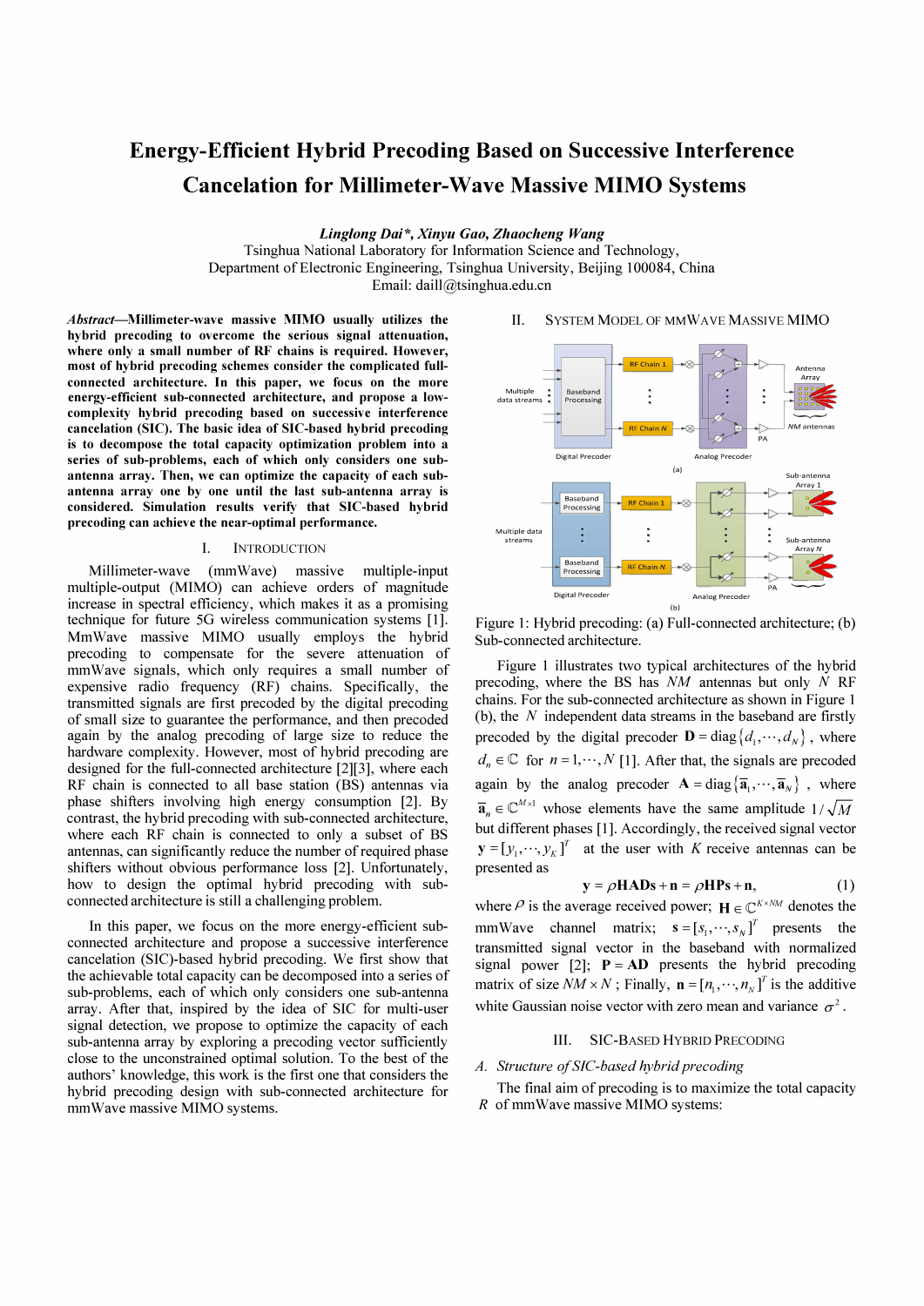# Energy-Efficient Hybrid Precoding Based on Successive Interference Cancelation for Millimeter-Wave Massive MIMO Systems

*Linglong Dai\*, Xinyu Gao, Zhaocheng Wang*

Tsinghua National Laboratory for Information Science and Technology,
Department of Electronic Engineering, Tsinghua University, Beijing 100084, China
Email: daill@tsinghua.edu.cn

***Abstract*—Millimeter-wave massive MIMO usually utilizes the hybrid precoding to overcome the serious signal attenuation, where only a small number of RF chains is required. However, most of hybrid precoding schemes consider the complicated full-connected architecture. In this paper, we focus on the more energy-efficient sub-connected architecture, and propose a low-complexity hybrid precoding based on successive interference cancelation (SIC). The basic idea of SIC-based hybrid precoding is to decompose the total capacity optimization problem into a series of sub-problems, each of which only considers one sub-antenna array. Then, we can optimize the capacity of each sub-antenna array one by one until the last sub-antenna array is considered. Simulation results verify that SIC-based hybrid precoding can achieve the near-optimal performance.**

## I. Introduction

Millimeter-wave (mmWave) massive multiple-input multiple-output (MIMO) can achieve orders of magnitude increase in spectral efficiency, which makes it as a promising technique for future 5G wireless communication systems [1]. MmWave massive MIMO usually employs the hybrid precoding to compensate for the severe attenuation of mmWave signals, which only requires a small number of expensive radio frequency (RF) chains. Specifically, the transmitted signals are first precoded by the digital precoding of small size to guarantee the performance, and then precoded again by the analog precoding of large size to reduce the hardware complexity. However, most of hybrid precoding are designed for the full-connected architecture [2][3], where each RF chain is connected to all base station (BS) antennas via phase shifters involving high energy consumption [2]. By contrast, the hybrid precoding with sub-connected architecture, where each RF chain is connected to only a subset of BS antennas, can significantly reduce the number of required phase shifters without obvious performance loss [2]. Unfortunately, how to design the optimal hybrid precoding with sub-connected architecture is still a challenging problem.

In this paper, we focus on the more energy-efficient sub-connected architecture and propose a successive interference cancelation (SIC)-based hybrid precoding. We first show that the achievable total capacity can be decomposed into a series of sub-problems, each of which only considers one sub-antenna array. After that, inspired by the idea of SIC for multi-user signal detection, we propose to optimize the capacity of each sub-antenna array by exploring a precoding vector sufficiently close to the unconstrained optimal solution. To the best of the authors' knowledge, this work is the first one that considers the hybrid precoding design with sub-connected architecture for mmWave massive MIMO systems.

## II. System Model of mmWave Massive MIMO

Figure 1: Hybrid precoding: (a) Full-connected architecture; (b) Sub-connected architecture.

Figure 1 illustrates two typical architectures of the hybrid precoding, where the BS has $NM$ antennas but only $N$ RF chains. For the sub-connected architecture as shown in Figure 1 (b), the $N$ independent data streams in the baseband are firstly precoded by the digital precoder $\mathbf{D} = \mathrm{diag}\{d_1, \cdots, d_N\}$, where $d_n \in \mathbb{C}$ for $n = 1, \cdots, N$ [1]. After that, the signals are precoded again by the analog precoder $\mathbf{A} = \mathrm{diag}\{\bar{\mathbf{a}}_1, \cdots, \bar{\mathbf{a}}_N\}$, where $\bar{\mathbf{a}}_n \in \mathbb{C}^{M \times 1}$ whose elements have the same amplitude $1/\sqrt{M}$ but different phases [1]. Accordingly, the received signal vector $\mathbf{y} = [y_1, \cdots, y_K]^T$ at the user with $K$ receive antennas can be presented as

$$\mathbf{y} = \rho \mathbf{HADs} + \mathbf{n} = \rho \mathbf{HPs} + \mathbf{n}, \tag{1}$$

where $\rho$ is the average received power; $\mathbf{H} \in \mathbb{C}^{K \times NM}$ denotes the mmWave channel matrix; $\mathbf{s} = [s_1, \cdots, s_N]^T$ presents the transmitted signal vector in the baseband with normalized signal power [2]; $\mathbf{P} = \mathbf{AD}$ presents the hybrid precoding matrix of size $NM \times N$; Finally, $\mathbf{n} = [n_1, \cdots, n_N]^T$ is the additive white Gaussian noise vector with zero mean and variance $\sigma^2$.

## III. SIC-Based Hybrid Precoding

### *A. Structure of SIC-based hybrid precoding*

The final aim of precoding is to maximize the total capacity $R$ of mmWave massive MIMO systems: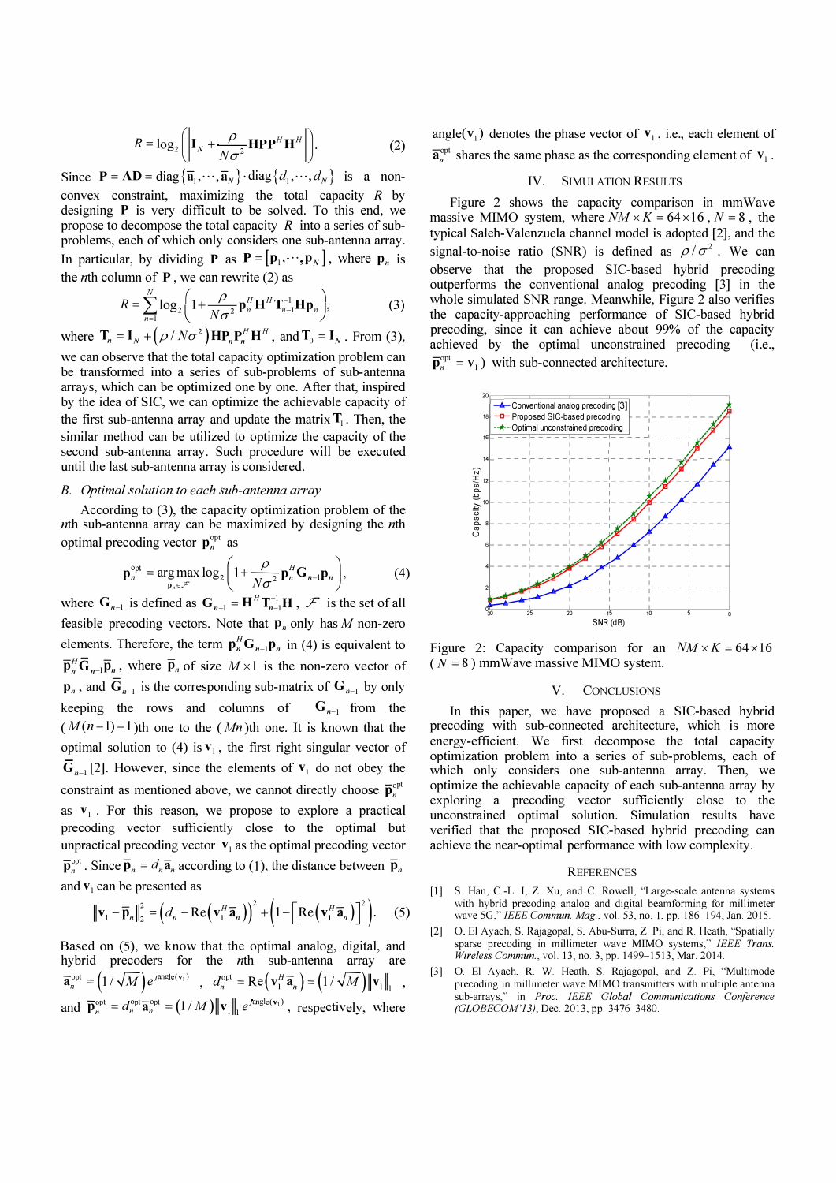$$R = \log_2\left(\left|\mathbf{I}_N + \frac{\rho}{N\sigma^2}\mathbf{HPP}^H\mathbf{H}^H\right|\right). \tag{2}$$

Since $\mathbf{P} = \mathbf{AD} = \mathrm{diag}\{\bar{\mathbf{a}}_1, \cdots, \bar{\mathbf{a}}_N\} \cdot \mathrm{diag}\{d_1, \cdots, d_N\}$ is a non-convex constraint, maximizing the total capacity $R$ by designing $\mathbf{P}$ is very difficult to be solved. To this end, we propose to decompose the total capacity $R$ into a series of sub-problems, each of which only considers one sub-antenna array. In particular, by dividing $\mathbf{P}$ as $\mathbf{P} = [\mathbf{p}_1, \cdots, \mathbf{p}_N]$, where $\mathbf{p}_n$ is the $n$th column of $\mathbf{P}$, we can rewrite (2) as

$$R = \sum_{n=1}^{N} \log_2\left(1 + \frac{\rho}{N\sigma^2}\mathbf{p}_n^H\mathbf{H}^H\mathbf{T}_{n-1}^{-1}\mathbf{H}\mathbf{p}_n\right), \tag{3}$$

where $\mathbf{T}_n = \mathbf{I}_N + \left(\rho / N\sigma^2\right)\mathbf{H}\mathbf{P}_n\mathbf{P}_n^H\mathbf{H}^H$, and $\mathbf{T}_0 = \mathbf{I}_N$. From (3), we can observe that the total capacity optimization problem can be transformed into a series of sub-problems of sub-antenna arrays, which can be optimized one by one. After that, inspired by the idea of SIC, we can optimize the achievable capacity of the first sub-antenna array and update the matrix $\mathbf{T}_1$. Then, the similar method can be utilized to optimize the capacity of the second sub-antenna array. Such procedure will be executed until the last sub-antenna array is considered.

## *B. Optimal solution to each sub-antenna array*

According to (3), the capacity optimization problem of the $n$th sub-antenna array can be maximized by designing the $n$th optimal precoding vector $\mathbf{p}_n^{\mathrm{opt}}$ as

$$\mathbf{p}_n^{\mathrm{opt}} = \arg\max_{\mathbf{p}_n \in \mathcal{F}} \log_2\left(1 + \frac{\rho}{N\sigma^2}\mathbf{p}_n^H\mathbf{G}_{n-1}\mathbf{p}_n\right), \tag{4}$$

where $\mathbf{G}_{n-1}$ is defined as $\mathbf{G}_{n-1} = \mathbf{H}^H\mathbf{T}_{n-1}^{-1}\mathbf{H}$, $\mathcal{F}$ is the set of all feasible precoding vectors. Note that $\mathbf{p}_n$ only has $M$ non-zero elements. Therefore, the term $\mathbf{p}_n^H\mathbf{G}_{n-1}\mathbf{p}_n$ in (4) is equivalent to $\bar{\mathbf{p}}_n^H\bar{\mathbf{G}}_{n-1}\bar{\mathbf{p}}_n$, where $\bar{\mathbf{p}}_n$ of size $M \times 1$ is the non-zero vector of $\mathbf{p}_n$, and $\bar{\mathbf{G}}_{n-1}$ is the corresponding sub-matrix of $\mathbf{G}_{n-1}$ by only keeping the rows and columns of $\mathbf{G}_{n-1}$ from the ($M(n-1)+1$)th one to the ($Mn$)th one. It is known that the optimal solution to (4) is $\mathbf{v}_1$, the first right singular vector of $\bar{\mathbf{G}}_{n-1}$ [2]. However, since the elements of $\mathbf{v}_1$ do not obey the constraint as mentioned above, we cannot directly choose $\bar{\mathbf{p}}_n^{\mathrm{opt}}$ as $\mathbf{v}_1$. For this reason, we propose to explore a practical precoding vector sufficiently close to the optimal but unpractical precoding vector $\mathbf{v}_1$ as the optimal precoding vector $\bar{\mathbf{p}}_n^{\mathrm{opt}}$. Since $\bar{\mathbf{p}}_n = d_n\bar{\mathbf{a}}_n$ according to (1), the distance between $\bar{\mathbf{p}}_n$ and $\mathbf{v}_1$ can be presented as

$$\left\|\mathbf{v}_1 - \bar{\mathbf{p}}_n\right\|_2^2 = \left(d_n - \mathrm{Re}\left(\mathbf{v}_1^H\bar{\mathbf{a}}_n\right)\right)^2 + \left(1 - \left[\mathrm{Re}\left(\mathbf{v}_1^H\bar{\mathbf{a}}_n\right)\right]^2\right). \tag{5}$$

Based on (5), we know that the optimal analog, digital, and hybrid precoders for the $n$th sub-antenna array are $\bar{\mathbf{a}}_n^{\mathrm{opt}} = \left(1/\sqrt{M}\right)e^{j\mathrm{angle}(\mathbf{v}_1)}$, $d_n^{\mathrm{opt}} = \mathrm{Re}\left(\mathbf{v}_1^H\bar{\mathbf{a}}_n\right) = \left(1/\sqrt{M}\right)\left\|\mathbf{v}_1\right\|_1$, and $\bar{\mathbf{p}}_n^{\mathrm{opt}} = d_n^{\mathrm{opt}}\bar{\mathbf{a}}_n^{\mathrm{opt}} = \left(1/M\right)\left\|\mathbf{v}_1\right\|_1 e^{j\mathrm{angle}(\mathbf{v}_1)}$, respectively, where $\mathrm{angle}(\mathbf{v}_1)$ denotes the phase vector of $\mathbf{v}_1$, i.e., each element of $\bar{\mathbf{a}}_n^{\mathrm{opt}}$ shares the same phase as the corresponding element of $\mathbf{v}_1$.

# IV. Simulation Results

Figure 2 shows the capacity comparison in mmWave massive MIMO system, where $NM \times K = 64 \times 16$, $N = 8$, the typical Saleh-Valenzuela channel model is adopted [2], and the signal-to-noise ratio (SNR) is defined as $\rho/\sigma^2$. We can observe that the proposed SIC-based hybrid precoding outperforms the conventional analog precoding [3] in the whole simulated SNR range. Meanwhile, Figure 2 also verifies the capacity-approaching performance of SIC-based hybrid precoding, since it can achieve about 99% of the capacity achieved by the optimal unconstrained precoding (i.e., $\bar{\mathbf{p}}_n^{\mathrm{opt}} = \mathbf{v}_1$) with sub-connected architecture.

Conventional analog precoding [3]
Proposed SIC-based precoding
Optimal unconstrained precoding
Capacity (bps/Hz)
SNR (dB)

Figure 2: Capacity comparison for an $NM \times K = 64 \times 16$ ($N = 8$) mmWave massive MIMO system.

# V. Conclusions

In this paper, we have proposed a SIC-based hybrid precoding with sub-connected architecture, which is more energy-efficient. We first decompose the total capacity optimization problem into a series of sub-problems, each of which only considers one sub-antenna array. Then, we optimize the achievable capacity of each sub-antenna array by exploring a precoding vector sufficiently close to the unconstrained optimal solution. Simulation results have verified that the proposed SIC-based hybrid precoding can achieve the near-optimal performance with low complexity.

# References

[1] S. Han, C.-L. I, Z. Xu, and C. Rowell, "Large-scale antenna systems with hybrid precoding analog and digital beamforming for millimeter wave 5G," *IEEE Commun. Mag.*, vol. 53, no. 1, pp. 186–194, Jan. 2015.

[2] O. El Ayach, S. Rajagopal, S. Abu-Surra, Z. Pi, and R. Heath, "Spatially sparse precoding in millimeter wave MIMO systems," *IEEE Trans. Wireless Commun.*, vol. 13, no. 3, pp. 1499–1513, Mar. 2014.

[3] O. El Ayach, R. W. Heath, S. Rajagopal, and Z. Pi, "Multimode precoding in millimeter wave MIMO transmitters with multiple antenna sub-arrays," in *Proc. IEEE Global Communications Conference (GLOBECOM'13)*, Dec. 2013, pp. 3476–3480.